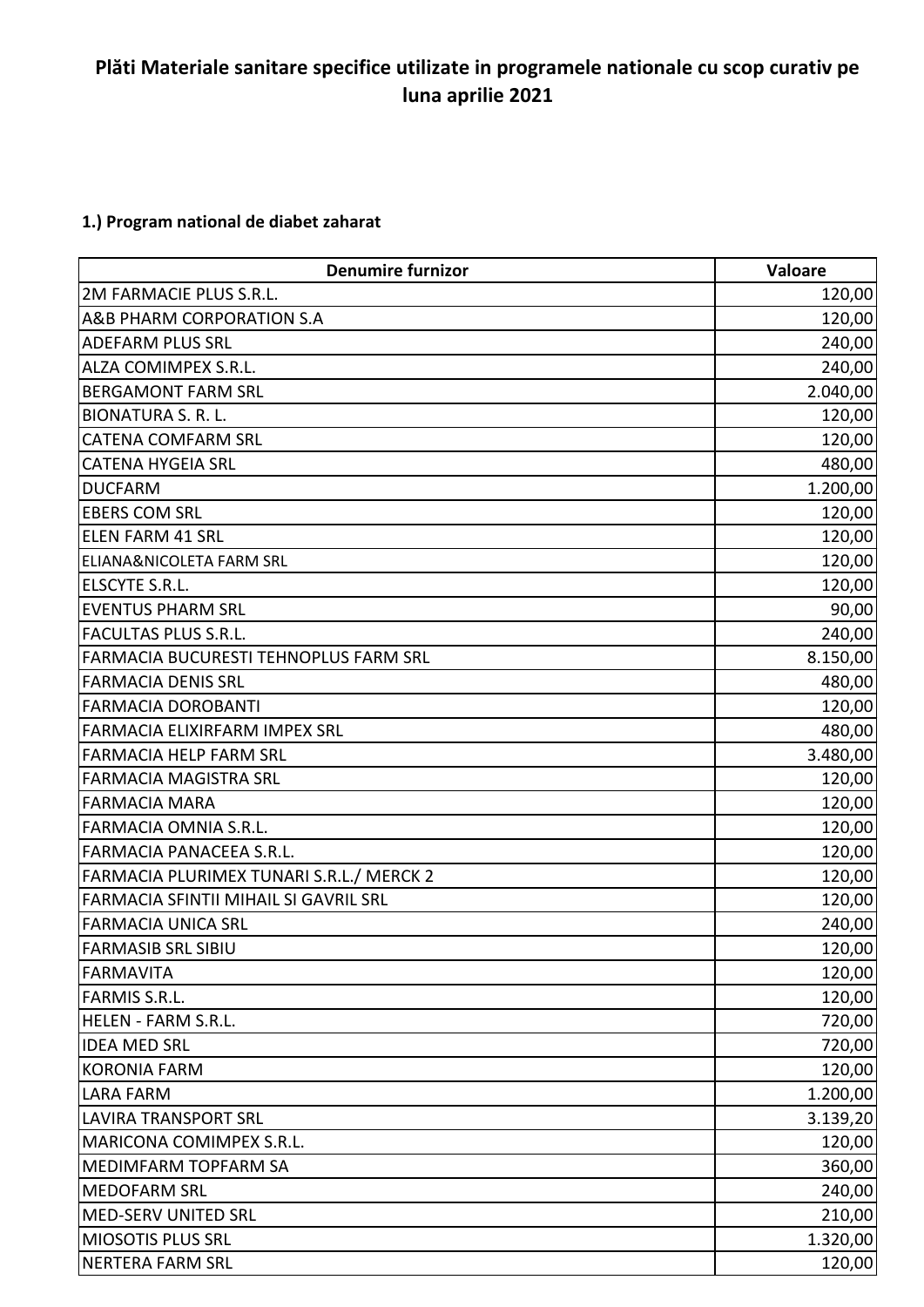**Plăti Materiale sanitare specifice utilizate in programele nationale cu scop curativ pe luna aprilie 2021**

**1.) Program national de diabet zaharat**

| Denumire furnizor | Valoare |
|---|---:|
| 2M FARMACIE PLUS S.R.L. | 120,00 |
| A&B PHARM CORPORATION S.A | 120,00 |
| ADEFARM PLUS SRL | 240,00 |
| ALZA COMIMPEX S.R.L. | 240,00 |
| BERGAMONT FARM SRL | 2.040,00 |
| BIONATURA S. R. L. | 120,00 |
| CATENA COMFARM SRL | 120,00 |
| CATENA HYGEIA SRL | 480,00 |
| DUCFARM | 1.200,00 |
| EBERS COM SRL | 120,00 |
| ELEN FARM 41 SRL | 120,00 |
| ELIANA&NICOLETA FARM SRL | 120,00 |
| ELSCYTE S.R.L. | 120,00 |
| EVENTUS PHARM SRL | 90,00 |
| FACULTAS PLUS S.R.L. | 240,00 |
| FARMACIA BUCURESTI TEHNOPLUS FARM SRL | 8.150,00 |
| FARMACIA DENIS SRL | 480,00 |
| FARMACIA DOROBANTI | 120,00 |
| FARMACIA ELIXIRFARM IMPEX SRL | 480,00 |
| FARMACIA HELP FARM SRL | 3.480,00 |
| FARMACIA MAGISTRA SRL | 120,00 |
| FARMACIA MARA | 120,00 |
| FARMACIA OMNIA S.R.L. | 120,00 |
| FARMACIA PANACEEA S.R.L. | 120,00 |
| FARMACIA PLURIMEX TUNARI S.R.L./ MERCK 2 | 120,00 |
| FARMACIA SFINTII MIHAIL SI GAVRIL SRL | 120,00 |
| FARMACIA UNICA SRL | 240,00 |
| FARMASIB SRL SIBIU | 120,00 |
| FARMAVITA | 120,00 |
| FARMIS S.R.L. | 120,00 |
| HELEN - FARM S.R.L. | 720,00 |
| IDEA MED SRL | 720,00 |
| KORONIA FARM | 120,00 |
| LARA FARM | 1.200,00 |
| LAVIRA TRANSPORT SRL | 3.139,20 |
| MARICONA COMIMPEX S.R.L. | 120,00 |
| MEDIMFARM TOPFARM SA | 360,00 |
| MEDOFARM SRL | 240,00 |
| MED-SERV UNITED SRL | 210,00 |
| MIOSOTIS PLUS SRL | 1.320,00 |
| NERTERA FARM SRL | 120,00 |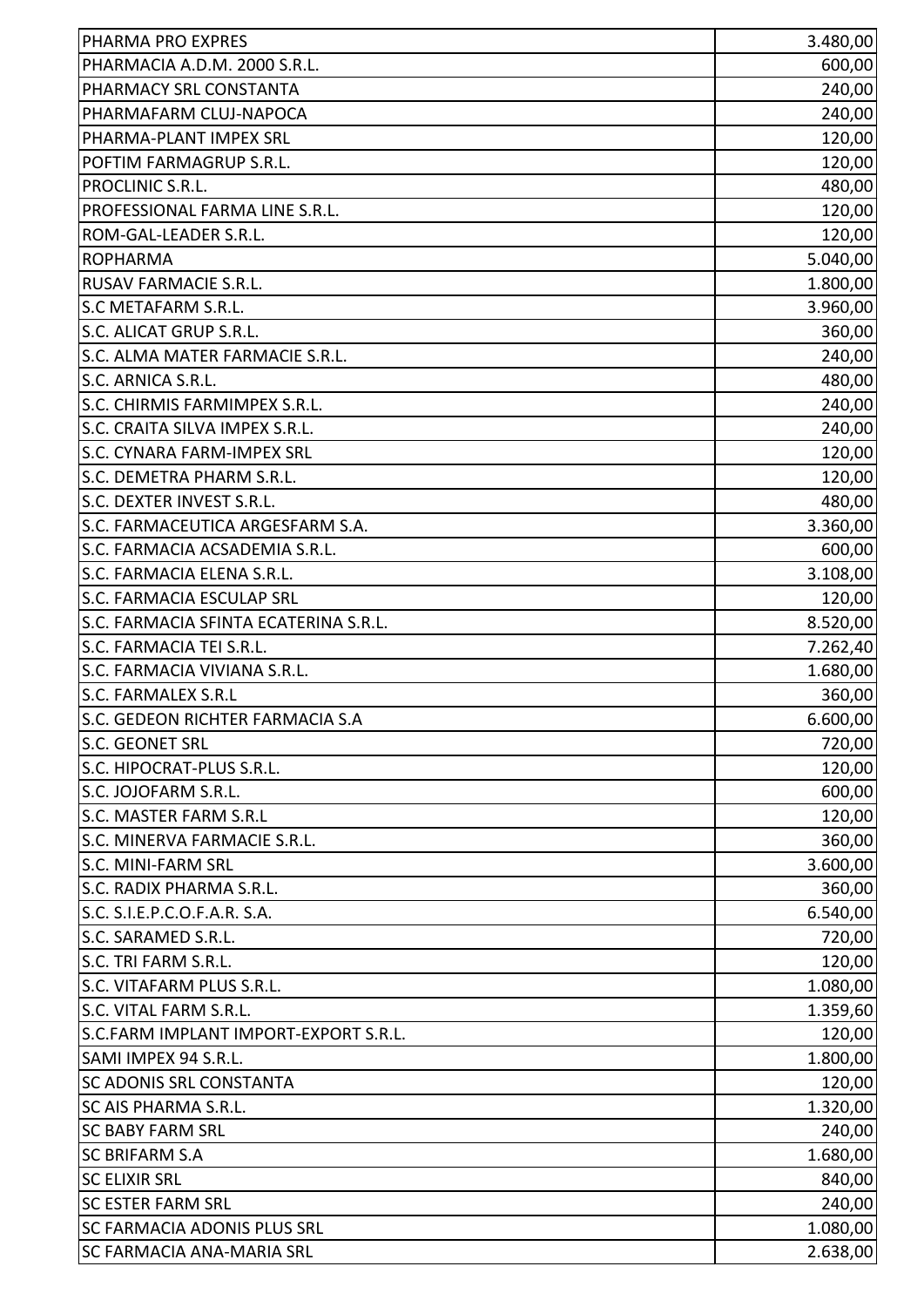| PHARMA PRO EXPRES | 3.480,00 |
|---|---|
| PHARMACIA A.D.M. 2000 S.R.L. | 600,00 |
| PHARMACY SRL CONSTANTA | 240,00 |
| PHARMAFARM CLUJ-NAPOCA | 240,00 |
| PHARMA-PLANT IMPEX SRL | 120,00 |
| POFTIM FARMAGRUP S.R.L. | 120,00 |
| PROCLINIC S.R.L. | 480,00 |
| PROFESSIONAL FARMA LINE S.R.L. | 120,00 |
| ROM-GAL-LEADER S.R.L. | 120,00 |
| ROPHARMA | 5.040,00 |
| RUSAV FARMACIE S.R.L. | 1.800,00 |
| S.C METAFARM S.R.L. | 3.960,00 |
| S.C. ALICAT GRUP S.R.L. | 360,00 |
| S.C. ALMA MATER FARMACIE S.R.L. | 240,00 |
| S.C. ARNICA S.R.L. | 480,00 |
| S.C. CHIRMIS FARMIMPEX S.R.L. | 240,00 |
| S.C. CRAITA SILVA IMPEX S.R.L. | 240,00 |
| S.C. CYNARA FARM-IMPEX SRL | 120,00 |
| S.C. DEMETRA PHARM S.R.L. | 120,00 |
| S.C. DEXTER INVEST S.R.L. | 480,00 |
| S.C. FARMACEUTICA ARGESFARM S.A. | 3.360,00 |
| S.C. FARMACIA ACSADEMIA S.R.L. | 600,00 |
| S.C. FARMACIA ELENA S.R.L. | 3.108,00 |
| S.C. FARMACIA ESCULAP SRL | 120,00 |
| S.C. FARMACIA SFINTA ECATERINA S.R.L. | 8.520,00 |
| S.C. FARMACIA TEI S.R.L. | 7.262,40 |
| S.C. FARMACIA VIVIANA S.R.L. | 1.680,00 |
| S.C. FARMALEX S.R.L | 360,00 |
| S.C. GEDEON RICHTER FARMACIA S.A | 6.600,00 |
| S.C. GEONET SRL | 720,00 |
| S.C. HIPOCRAT-PLUS S.R.L. | 120,00 |
| S.C. JOJOFARM S.R.L. | 600,00 |
| S.C. MASTER FARM S.R.L | 120,00 |
| S.C. MINERVA FARMACIE S.R.L. | 360,00 |
| S.C. MINI-FARM SRL | 3.600,00 |
| S.C. RADIX PHARMA S.R.L. | 360,00 |
| S.C. S.I.E.P.C.O.F.A.R. S.A. | 6.540,00 |
| S.C. SARAMED S.R.L. | 720,00 |
| S.C. TRI FARM S.R.L. | 120,00 |
| S.C. VITAFARM PLUS S.R.L. | 1.080,00 |
| S.C. VITAL FARM S.R.L. | 1.359,60 |
| S.C.FARM IMPLANT IMPORT-EXPORT S.R.L. | 120,00 |
| SAMI IMPEX 94 S.R.L. | 1.800,00 |
| SC ADONIS SRL CONSTANTA | 120,00 |
| SC AIS PHARMA S.R.L. | 1.320,00 |
| SC BABY FARM SRL | 240,00 |
| SC BRIFARM S.A | 1.680,00 |
| SC ELIXIR SRL | 840,00 |
| SC ESTER FARM SRL | 240,00 |
| SC FARMACIA ADONIS PLUS SRL | 1.080,00 |
| SC FARMACIA ANA-MARIA SRL | 2.638,00 |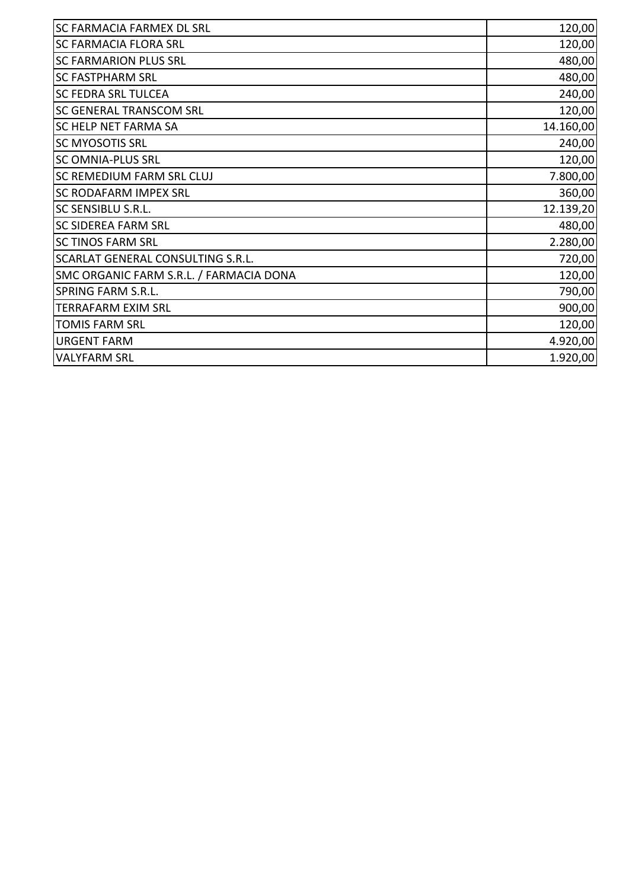| | |
|---|---|
| SC FARMACIA FARMEX DL SRL | 120,00 |
| SC FARMACIA FLORA SRL | 120,00 |
| SC FARMARION PLUS SRL | 480,00 |
| SC FASTPHARM SRL | 480,00 |
| SC FEDRA SRL TULCEA | 240,00 |
| SC GENERAL TRANSCOM SRL | 120,00 |
| SC HELP NET FARMA SA | 14.160,00 |
| SC MYOSOTIS SRL | 240,00 |
| SC OMNIA-PLUS SRL | 120,00 |
| SC REMEDIUM FARM SRL CLUJ | 7.800,00 |
| SC RODAFARM IMPEX SRL | 360,00 |
| SC SENSIBLU S.R.L. | 12.139,20 |
| SC SIDEREA FARM SRL | 480,00 |
| SC TINOS FARM SRL | 2.280,00 |
| SCARLAT GENERAL CONSULTING S.R.L. | 720,00 |
| SMC ORGANIC FARM S.R.L. / FARMACIA DONA | 120,00 |
| SPRING FARM S.R.L. | 790,00 |
| TERRAFARM EXIM SRL | 900,00 |
| TOMIS FARM SRL | 120,00 |
| URGENT FARM | 4.920,00 |
| VALYFARM SRL | 1.920,00 |